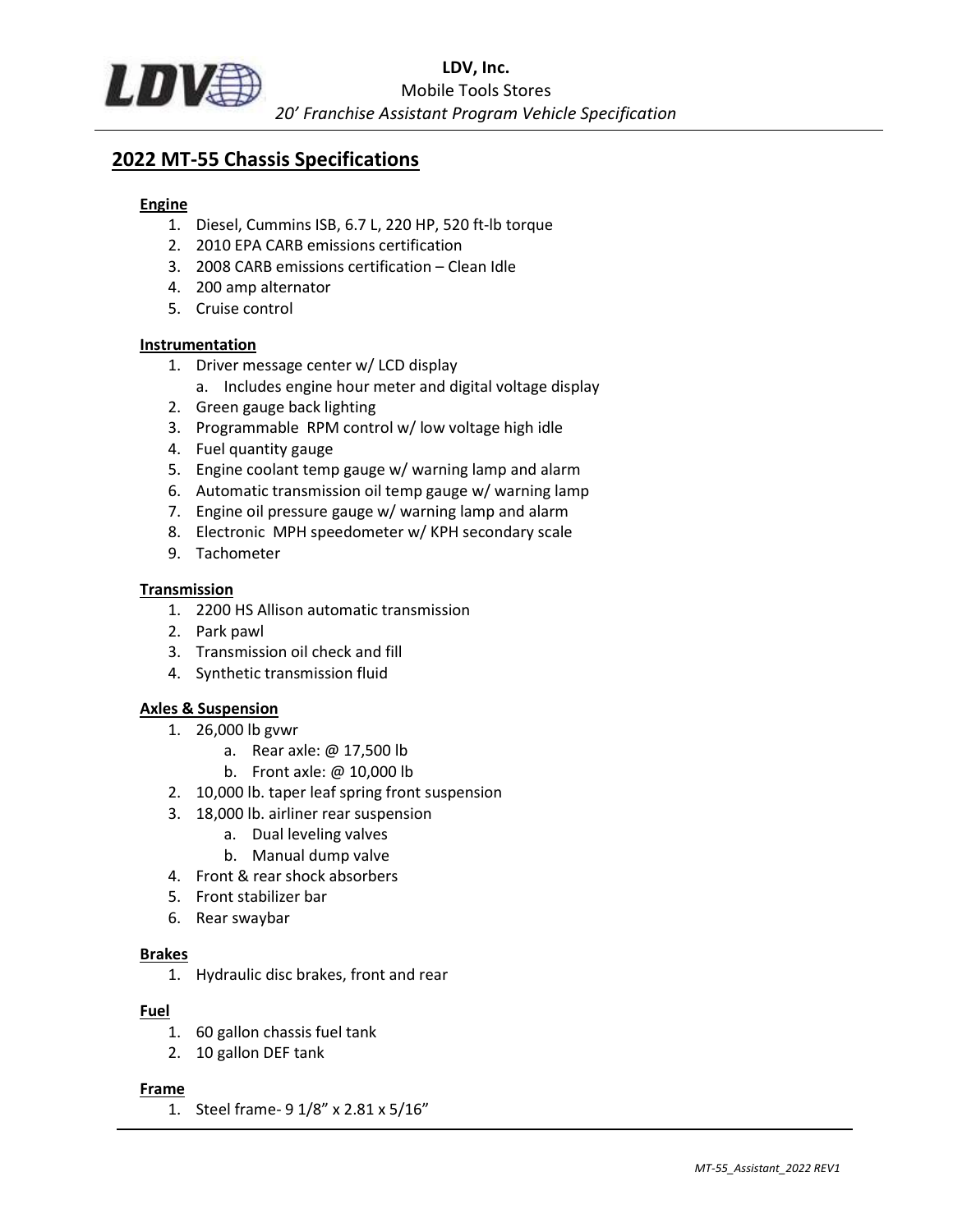**LDV, Inc.**
Mobile Tools Stores
*20' Franchise Assistant Program Vehicle Specification*

## 2022 MT-55 Chassis Specifications

**Engine**

1. Diesel, Cummins ISB, 6.7 L, 220 HP, 520 ft-lb torque
2. 2010 EPA CARB emissions certification
3. 2008 CARB emissions certification – Clean Idle
4. 200 amp alternator
5. Cruise control

**Instrumentation**

1. Driver message center w/ LCD display
    a. Includes engine hour meter and digital voltage display
2. Green gauge back lighting
3. Programmable RPM control w/ low voltage high idle
4. Fuel quantity gauge
5. Engine coolant temp gauge w/ warning lamp and alarm
6. Automatic transmission oil temp gauge w/ warning lamp
7. Engine oil pressure gauge w/ warning lamp and alarm
8. Electronic MPH speedometer w/ KPH secondary scale
9. Tachometer

**Transmission**

1. 2200 HS Allison automatic transmission
2. Park pawl
3. Transmission oil check and fill
4. Synthetic transmission fluid

**Axles & Suspension**

1. 26,000 lb gvwr
    a. Rear axle: @ 17,500 lb
    b. Front axle: @ 10,000 lb
2. 10,000 lb. taper leaf spring front suspension
3. 18,000 lb. airliner rear suspension
    a. Dual leveling valves
    b. Manual dump valve
4. Front & rear shock absorbers
5. Front stabilizer bar
6. Rear swaybar

**Brakes**

1. Hydraulic disc brakes, front and rear

**Fuel**

1. 60 gallon chassis fuel tank
2. 10 gallon DEF tank

**Frame**

1. Steel frame- 9 1/8" x 2.81 x 5/16"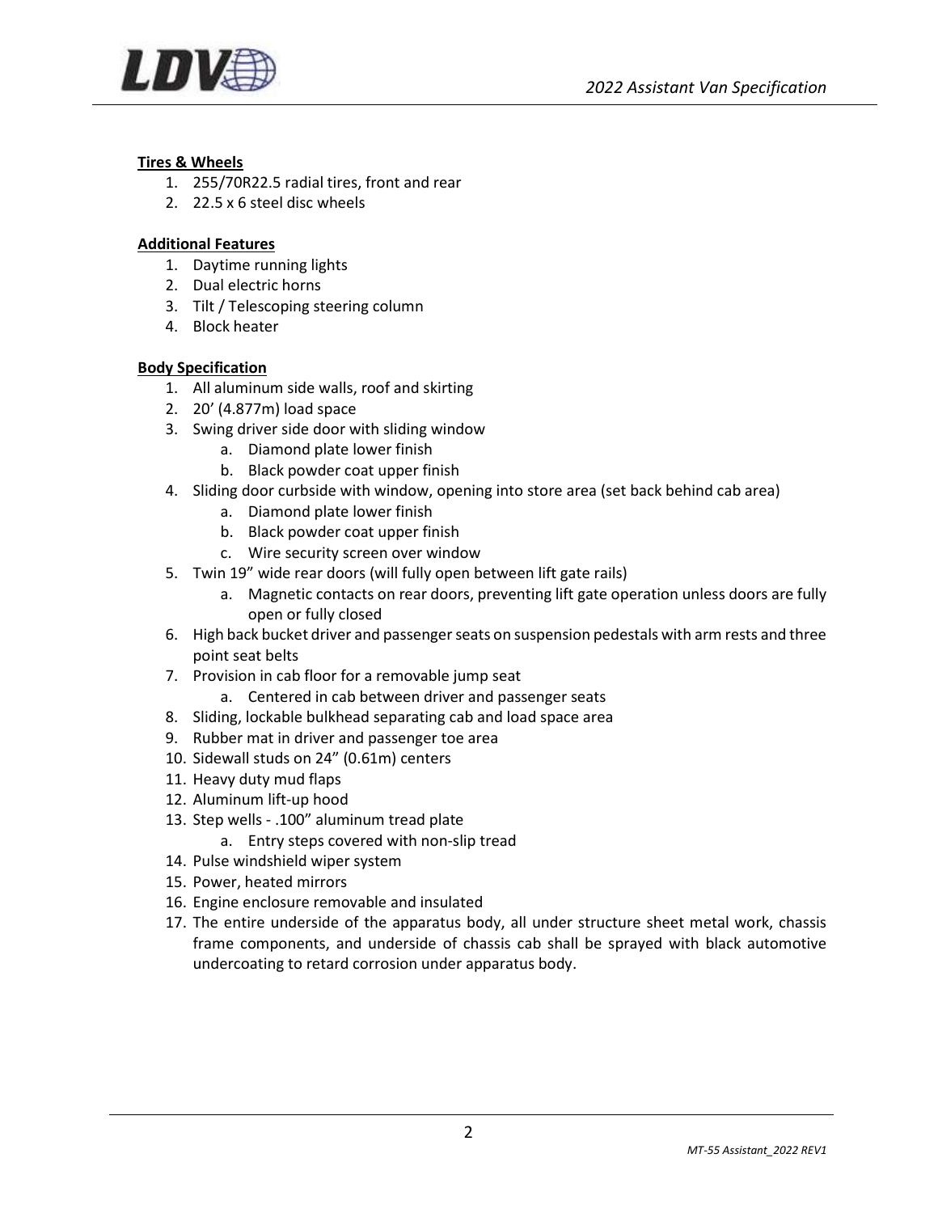**Tires & Wheels**

1. 255/70R22.5 radial tires, front and rear
2. 22.5 x 6 steel disc wheels

**Additional Features**

1. Daytime running lights
2. Dual electric horns
3. Tilt / Telescoping steering column
4. Block heater

**Body Specification**

1. All aluminum side walls, roof and skirting
2. 20' (4.877m) load space
3. Swing driver side door with sliding window
   a. Diamond plate lower finish
   b. Black powder coat upper finish
4. Sliding door curbside with window, opening into store area (set back behind cab area)
   a. Diamond plate lower finish
   b. Black powder coat upper finish
   c. Wire security screen over window
5. Twin 19" wide rear doors (will fully open between lift gate rails)
   a. Magnetic contacts on rear doors, preventing lift gate operation unless doors are fully open or fully closed
6. High back bucket driver and passenger seats on suspension pedestals with arm rests and three point seat belts
7. Provision in cab floor for a removable jump seat
   a. Centered in cab between driver and passenger seats
8. Sliding, lockable bulkhead separating cab and load space area
9. Rubber mat in driver and passenger toe area
10. Sidewall studs on 24" (0.61m) centers
11. Heavy duty mud flaps
12. Aluminum lift-up hood
13. Step wells - .100" aluminum tread plate
    a. Entry steps covered with non-slip tread
14. Pulse windshield wiper system
15. Power, heated mirrors
16. Engine enclosure removable and insulated
17. The entire underside of the apparatus body, all under structure sheet metal work, chassis frame components, and underside of chassis cab shall be sprayed with black automotive undercoating to retard corrosion under apparatus body.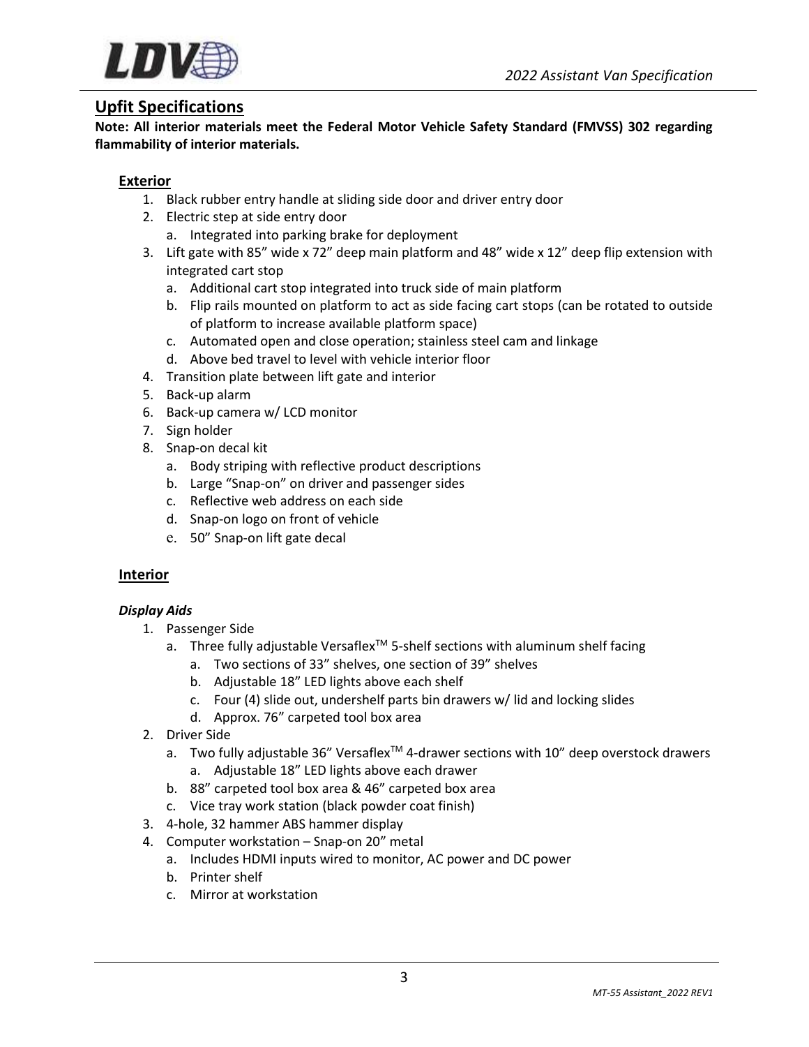## Upfit Specifications

**Note: All interior materials meet the Federal Motor Vehicle Safety Standard (FMVSS) 302 regarding flammability of interior materials.**

### Exterior

1. Black rubber entry handle at sliding side door and driver entry door
2. Electric step at side entry door
   a. Integrated into parking brake for deployment
3. Lift gate with 85" wide x 72" deep main platform and 48" wide x 12" deep flip extension with integrated cart stop
   a. Additional cart stop integrated into truck side of main platform
   b. Flip rails mounted on platform to act as side facing cart stops (can be rotated to outside of platform to increase available platform space)
   c. Automated open and close operation; stainless steel cam and linkage
   d. Above bed travel to level with vehicle interior floor
4. Transition plate between lift gate and interior
5. Back-up alarm
6. Back-up camera w/ LCD monitor
7. Sign holder
8. Snap-on decal kit
   a. Body striping with reflective product descriptions
   b. Large "Snap-on" on driver and passenger sides
   c. Reflective web address on each side
   d. Snap-on logo on front of vehicle
   e. 50" Snap-on lift gate decal

### Interior

#### *Display Aids*

1. Passenger Side
   a. Three fully adjustable Versaflex™ 5-shelf sections with aluminum shelf facing
      a. Two sections of 33" shelves, one section of 39" shelves
      b. Adjustable 18" LED lights above each shelf
      c. Four (4) slide out, undershelf parts bin drawers w/ lid and locking slides
      d. Approx. 76" carpeted tool box area
2. Driver Side
   a. Two fully adjustable 36" Versaflex™ 4-drawer sections with 10" deep overstock drawers
      a. Adjustable 18" LED lights above each drawer
   b. 88" carpeted tool box area & 46" carpeted box area
   c. Vice tray work station (black powder coat finish)
3. 4-hole, 32 hammer ABS hammer display
4. Computer workstation – Snap-on 20" metal
   a. Includes HDMI inputs wired to monitor, AC power and DC power
   b. Printer shelf
   c. Mirror at workstation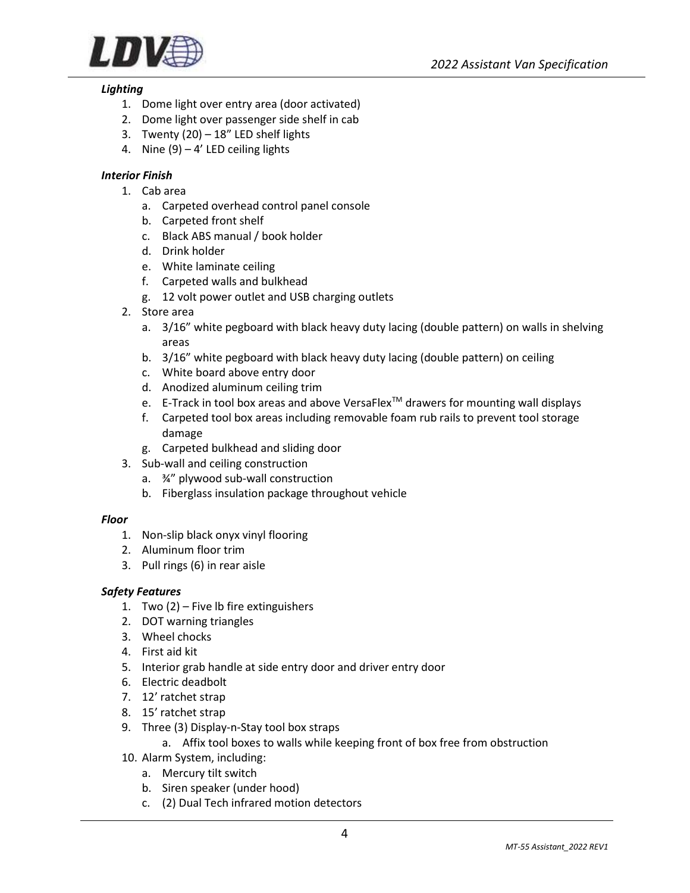***Lighting***

1. Dome light over entry area (door activated)
2. Dome light over passenger side shelf in cab
3. Twenty (20) – 18" LED shelf lights
4. Nine (9) – 4' LED ceiling lights

***Interior Finish***

1. Cab area
   a. Carpeted overhead control panel console
   b. Carpeted front shelf
   c. Black ABS manual / book holder
   d. Drink holder
   e. White laminate ceiling
   f. Carpeted walls and bulkhead
   g. 12 volt power outlet and USB charging outlets
2. Store area
   a. 3/16" white pegboard with black heavy duty lacing (double pattern) on walls in shelving areas
   b. 3/16" white pegboard with black heavy duty lacing (double pattern) on ceiling
   c. White board above entry door
   d. Anodized aluminum ceiling trim
   e. E-Track in tool box areas and above VersaFlex™ drawers for mounting wall displays
   f. Carpeted tool box areas including removable foam rub rails to prevent tool storage damage
   g. Carpeted bulkhead and sliding door
3. Sub-wall and ceiling construction
   a. ¾" plywood sub-wall construction
   b. Fiberglass insulation package throughout vehicle

***Floor***

1. Non-slip black onyx vinyl flooring
2. Aluminum floor trim
3. Pull rings (6) in rear aisle

***Safety Features***

1. Two (2) – Five lb fire extinguishers
2. DOT warning triangles
3. Wheel chocks
4. First aid kit
5. Interior grab handle at side entry door and driver entry door
6. Electric deadbolt
7. 12' ratchet strap
8. 15' ratchet strap
9. Three (3) Display-n-Stay tool box straps
   a. Affix tool boxes to walls while keeping front of box free from obstruction
10. Alarm System, including:
    a. Mercury tilt switch
    b. Siren speaker (under hood)
    c. (2) Dual Tech infrared motion detectors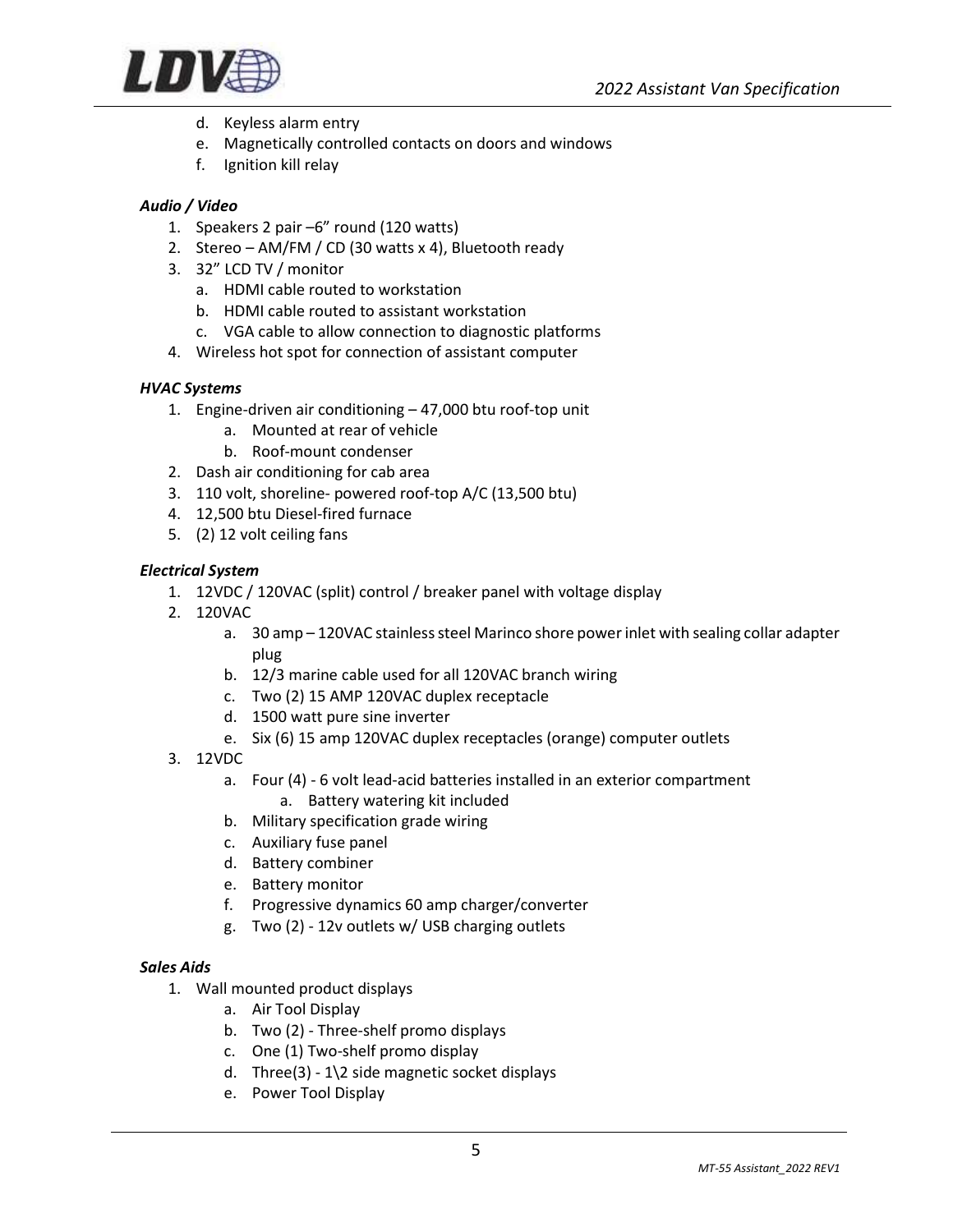d. Keyless alarm entry
   e. Magnetically controlled contacts on doors and windows
   f. Ignition kill relay

***Audio / Video***

1. Speakers 2 pair –6" round (120 watts)
2. Stereo – AM/FM / CD (30 watts x 4), Bluetooth ready
3. 32" LCD TV / monitor
   a. HDMI cable routed to workstation
   b. HDMI cable routed to assistant workstation
   c. VGA cable to allow connection to diagnostic platforms
4. Wireless hot spot for connection of assistant computer

***HVAC Systems***

1. Engine-driven air conditioning – 47,000 btu roof-top unit
   a. Mounted at rear of vehicle
   b. Roof-mount condenser
2. Dash air conditioning for cab area
3. 110 volt, shoreline- powered roof-top A/C (13,500 btu)
4. 12,500 btu Diesel-fired furnace
5. (2) 12 volt ceiling fans

***Electrical System***

1. 12VDC / 120VAC (split) control / breaker panel with voltage display
2. 120VAC
   a. 30 amp – 120VAC stainless steel Marinco shore power inlet with sealing collar adapter plug
   b. 12/3 marine cable used for all 120VAC branch wiring
   c. Two (2) 15 AMP 120VAC duplex receptacle
   d. 1500 watt pure sine inverter
   e. Six (6) 15 amp 120VAC duplex receptacles (orange) computer outlets
3. 12VDC
   a. Four (4) - 6 volt lead-acid batteries installed in an exterior compartment
      a. Battery watering kit included
   b. Military specification grade wiring
   c. Auxiliary fuse panel
   d. Battery combiner
   e. Battery monitor
   f. Progressive dynamics 60 amp charger/converter
   g. Two (2) - 12v outlets w/ USB charging outlets

***Sales Aids***

1. Wall mounted product displays
   a. Air Tool Display
   b. Two (2) - Three-shelf promo displays
   c. One (1) Two-shelf promo display
   d. Three(3) - 1\2 side magnetic socket displays
   e. Power Tool Display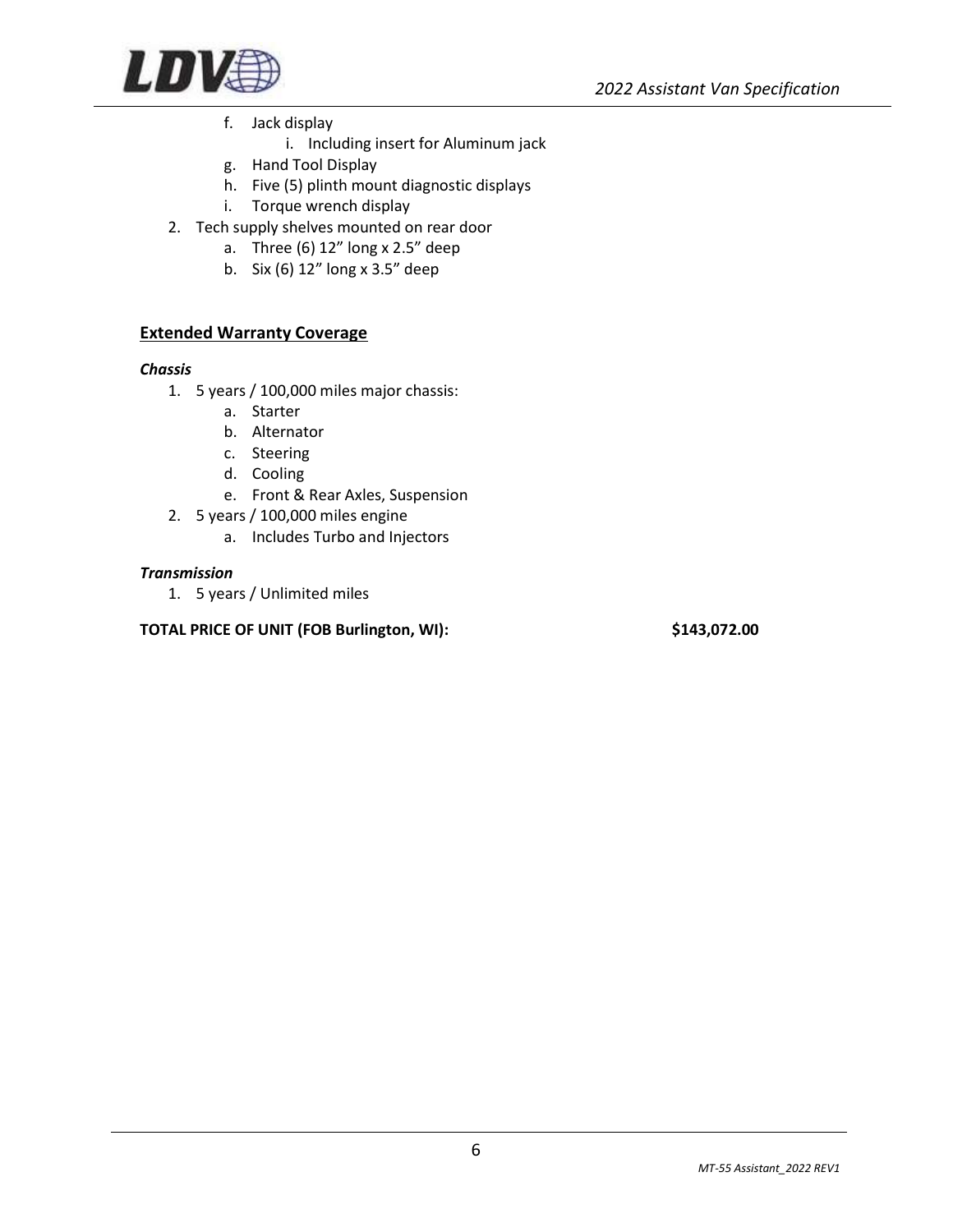f. Jack display
      i. Including insert for Aluminum jack
   g. Hand Tool Display
   h. Five (5) plinth mount diagnostic displays
   i. Torque wrench display
2. Tech supply shelves mounted on rear door
   a. Three (6) 12" long x 2.5" deep
   b. Six (6) 12" long x 3.5" deep

## Extended Warranty Coverage

***Chassis***

1. 5 years / 100,000 miles major chassis:
   a. Starter
   b. Alternator
   c. Steering
   d. Cooling
   e. Front & Rear Axles, Suspension
2. 5 years / 100,000 miles engine
   a. Includes Turbo and Injectors

***Transmission***

1. 5 years / Unlimited miles

**TOTAL PRICE OF UNIT (FOB Burlington, WI): $143,072.00**